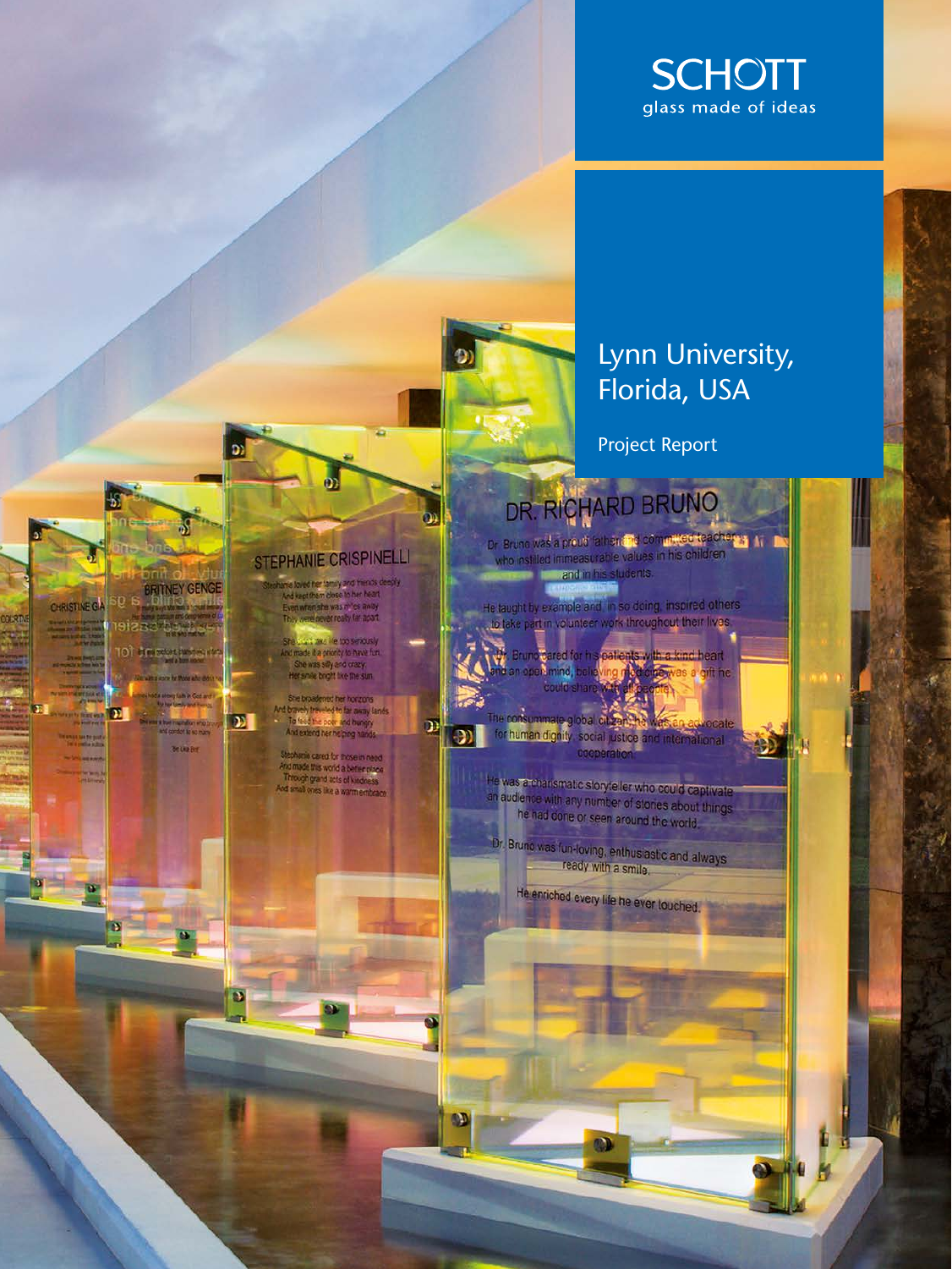SCHOTT

glass made of ideas

# Lynn University, Florida, USA

Project Report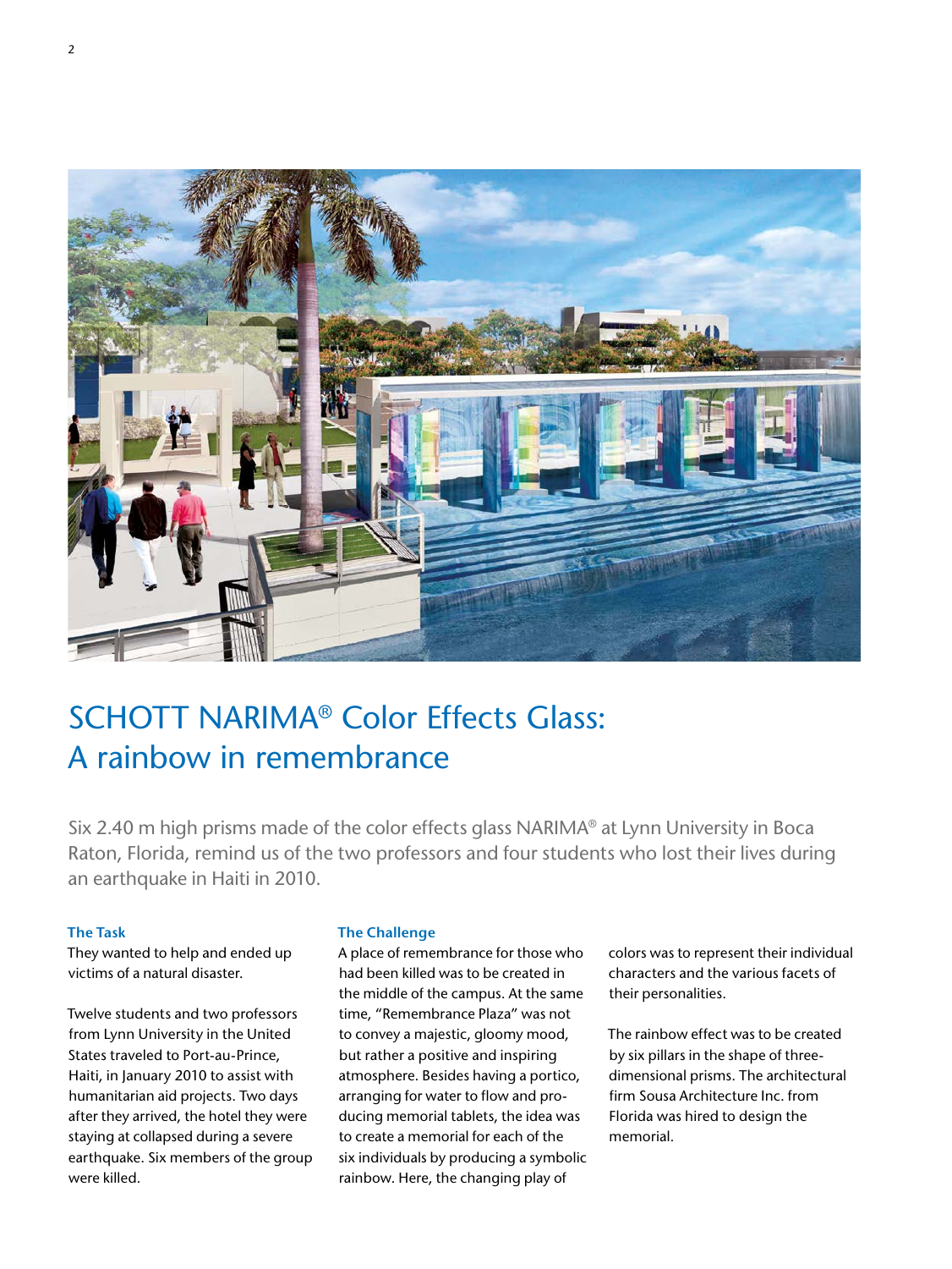# SCHOTT NARIMA® Color Effects Glass: A rainbow in remembrance

Six 2.40 m high prisms made of the color effects glass NARIMA® at Lynn University in Boca Raton, Florida, remind us of the two professors and four students who lost their lives during an earthquake in Haiti in 2010.

### The Task

They wanted to help and ended up victims of a natural disaster.

Twelve students and two professors from Lynn University in the United States traveled to Port-au-Prince, Haiti, in January 2010 to assist with humanitarian aid projects. Two days after they arrived, the hotel they were staying at collapsed during a severe earthquake. Six members of the group were killed.

### The Challenge

A place of remembrance for those who had been killed was to be created in the middle of the campus. At the same time, "Remembrance Plaza" was not to convey a majestic, gloomy mood, but rather a positive and inspiring atmosphere. Besides having a portico, arranging for water to flow and producing memorial tablets, the idea was to create a memorial for each of the six individuals by producing a symbolic rainbow. Here, the changing play of colors was to represent their individual characters and the various facets of their personalities.

The rainbow effect was to be created by six pillars in the shape of three-dimensional prisms. The architectural firm Sousa Architecture Inc. from Florida was hired to design the memorial.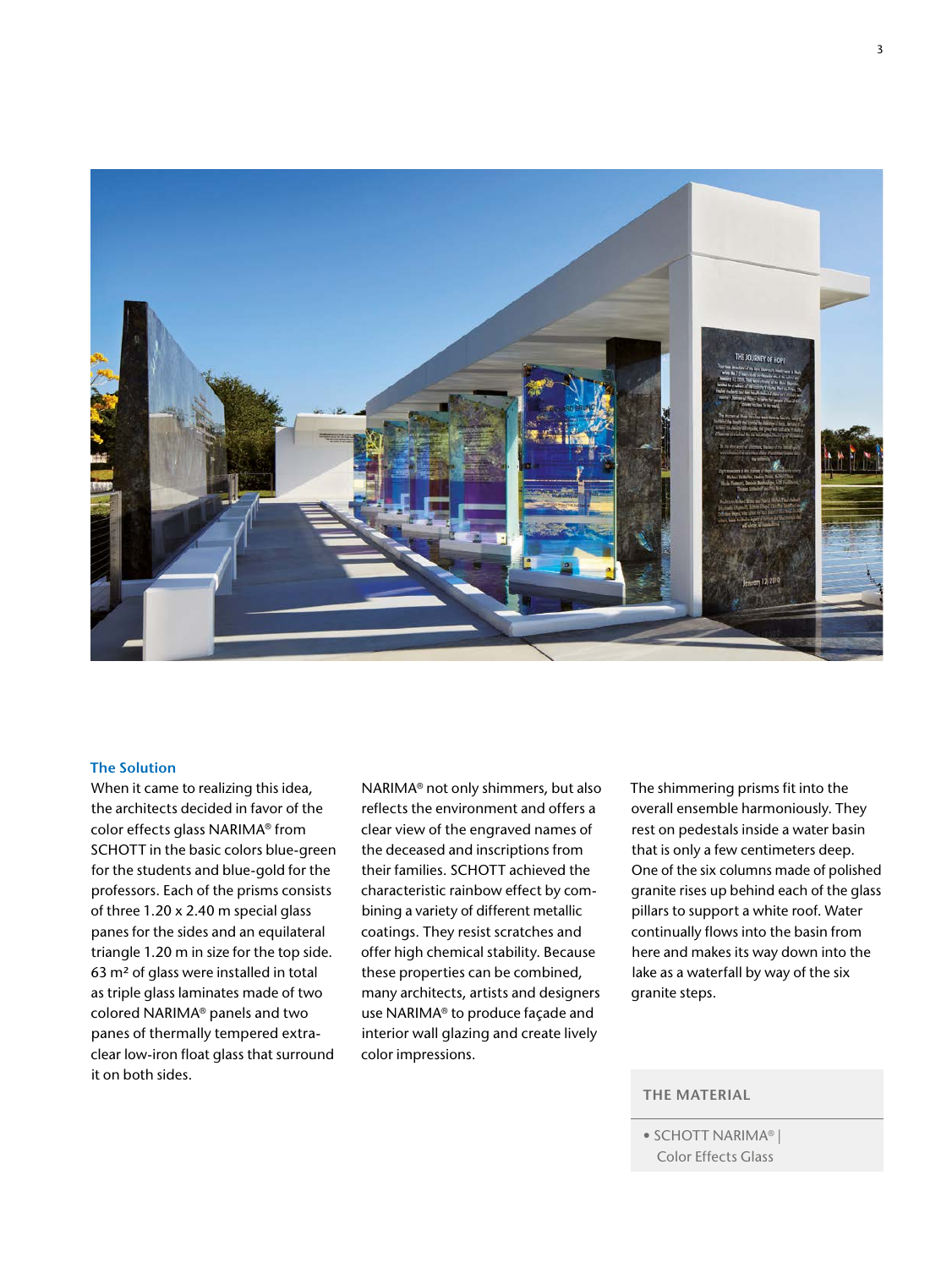## The Solution

When it came to realizing this idea, the architects decided in favor of the color effects glass NARIMA® from SCHOTT in the basic colors blue-green for the students and blue-gold for the professors. Each of the prisms consists of three 1.20 x 2.40 m special glass panes for the sides and an equilateral triangle 1.20 m in size for the top side. 63 m² of glass were installed in total as triple glass laminates made of two colored NARIMA® panels and two panes of thermally tempered extra-clear low-iron float glass that surround it on both sides.

NARIMA® not only shimmers, but also reflects the environment and offers a clear view of the engraved names of the deceased and inscriptions from their families. SCHOTT achieved the characteristic rainbow effect by combining a variety of different metallic coatings. They resist scratches and offer high chemical stability. Because these properties can be combined, many architects, artists and designers use NARIMA® to produce façade and interior wall glazing and create lively color impressions.

The shimmering prisms fit into the overall ensemble harmoniously. They rest on pedestals inside a water basin that is only a few centimeters deep. One of the six columns made of polished granite rises up behind each of the glass pillars to support a white roof. Water continually flows into the basin from here and makes its way down into the lake as a waterfall by way of the six granite steps.

### THE MATERIAL

- SCHOTT NARIMA® | Color Effects Glass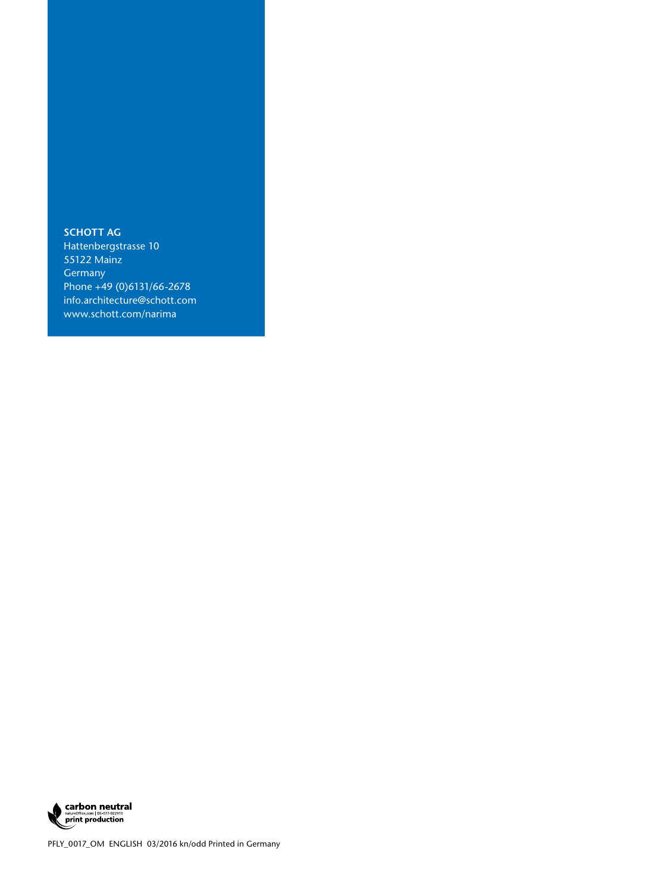**SCHOTT AG**
Hattenbergstrasse 10
55122 Mainz
Germany
Phone +49 (0)6131/66-2678
info.architecture@schott.com
www.schott.com/narima

carbon neutral
natureOffice.com | DE-077-022910
print production

PFLY_0017_OM ENGLISH 03/2016 kn/odd Printed in Germany